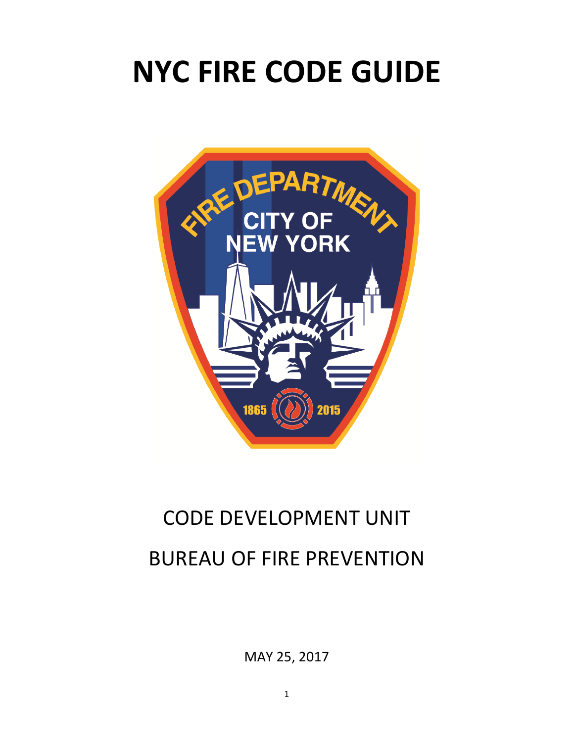# NYC FIRE CODE GUIDE

CODE DEVELOPMENT UNIT

BUREAU OF FIRE PREVENTION

MAY 25, 2017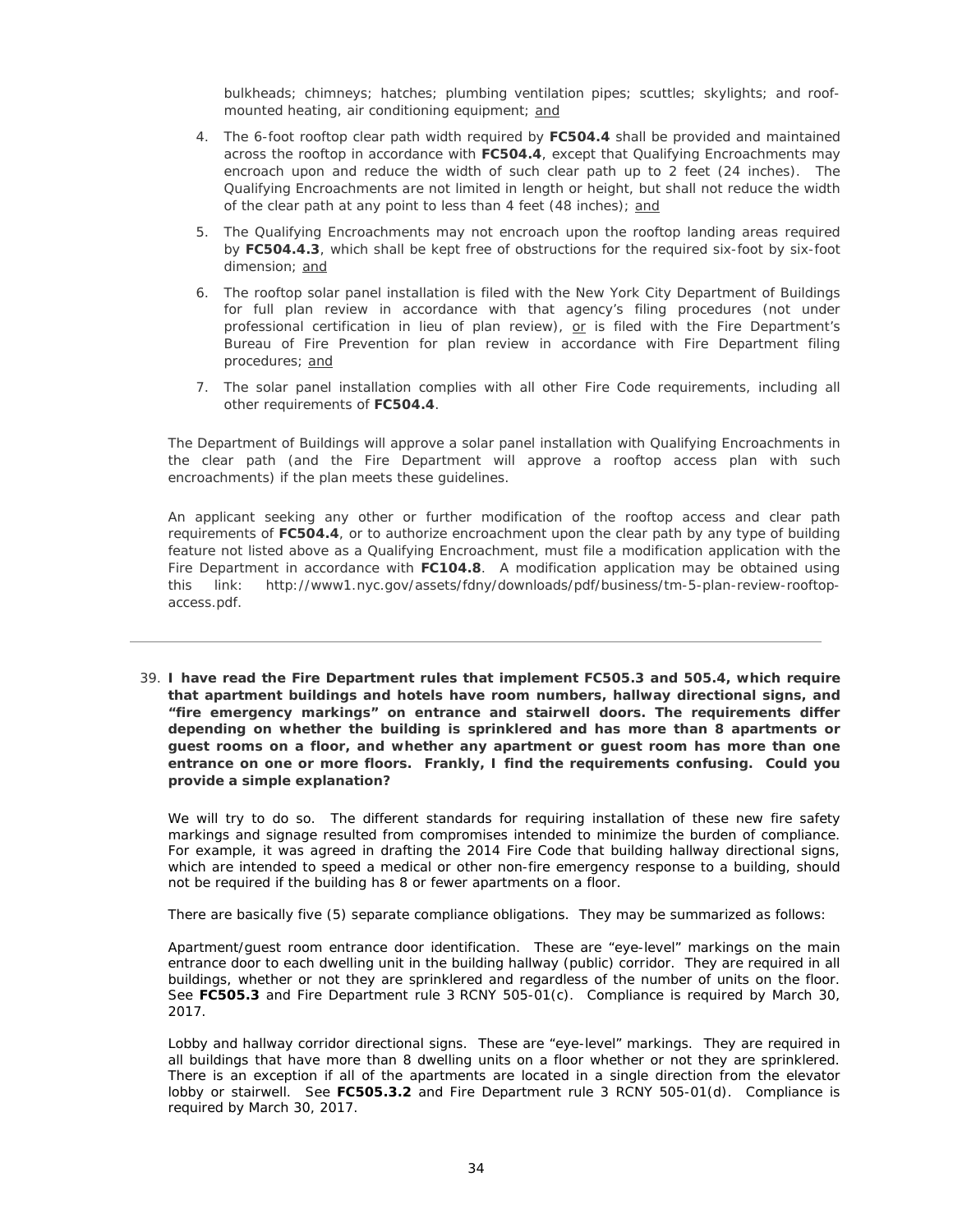bulkheads; chimneys; hatches; plumbing ventilation pipes; scuttles; skylights; and roof-mounted heating, air conditioning equipment; <u>and</u>

4. The 6-foot rooftop clear path width required by **FC504.4** shall be provided and maintained across the rooftop in accordance with **FC504.4**, except that Qualifying Encroachments may encroach upon and reduce the width of such clear path up to 2 feet (24 inches). The Qualifying Encroachments are not limited in length or height, but shall not reduce the width of the clear path at any point to less than 4 feet (48 inches); <u>and</u>

5. The Qualifying Encroachments may not encroach upon the rooftop landing areas required by **FC504.4.3**, which shall be kept free of obstructions for the required six-foot by six-foot dimension; <u>and</u>

6. The rooftop solar panel installation is filed with the New York City Department of Buildings for full plan review in accordance with that agency's filing procedures (not under professional certification in lieu of plan review), <u>or</u> is filed with the Fire Department's Bureau of Fire Prevention for plan review in accordance with Fire Department filing procedures; <u>and</u>

7. The solar panel installation complies with all other Fire Code requirements, including all other requirements of **FC504.4**.

The Department of Buildings will approve a solar panel installation with Qualifying Encroachments in the clear path (and the Fire Department will approve a rooftop access plan with such encroachments) if the plan meets these guidelines.

An applicant seeking any other or further modification of the rooftop access and clear path requirements of **FC504.4**, or to authorize encroachment upon the clear path by any type of building feature not listed above as a Qualifying Encroachment, must file a modification application with the Fire Department in accordance with **FC104.8**. A modification application may be obtained using this link: http://www1.nyc.gov/assets/fdny/downloads/pdf/business/tm-5-plan-review-rooftop-access.pdf.

---

39. **I have read the Fire Department rules that implement FC505.3 and 505.4, which require that apartment buildings and hotels have room numbers, hallway directional signs, and "fire emergency markings" on entrance and stairwell doors. The requirements differ depending on whether the building is sprinklered and has more than 8 apartments or guest rooms on a floor, and whether any apartment or guest room has more than one entrance on one or more floors. Frankly, I find the requirements confusing. Could you provide a simple explanation?**

We will try to do so. The different standards for requiring installation of these new fire safety markings and signage resulted from compromises intended to minimize the burden of compliance. For example, it was agreed in drafting the 2014 Fire Code that building hallway directional signs, which are intended to speed a medical or other non-fire emergency response to a building, should not be required if the building has 8 or fewer apartments on a floor.

There are basically five (5) separate compliance obligations. They may be summarized as follows:

Apartment/guest room entrance door identification. These are "eye-level" markings on the main entrance door to each dwelling unit in the building hallway (public) corridor. They are required in all buildings, whether or not they are sprinklered and regardless of the number of units on the floor. See **FC505.3** and Fire Department rule 3 RCNY 505-01(c). Compliance is required by March 30, 2017.

Lobby and hallway corridor directional signs. These are "eye-level" markings. They are required in all buildings that have more than 8 dwelling units on a floor whether or not they are sprinklered. There is an exception if all of the apartments are located in a single direction from the elevator lobby or stairwell. See **FC505.3.2** and Fire Department rule 3 RCNY 505-01(d). Compliance is required by March 30, 2017.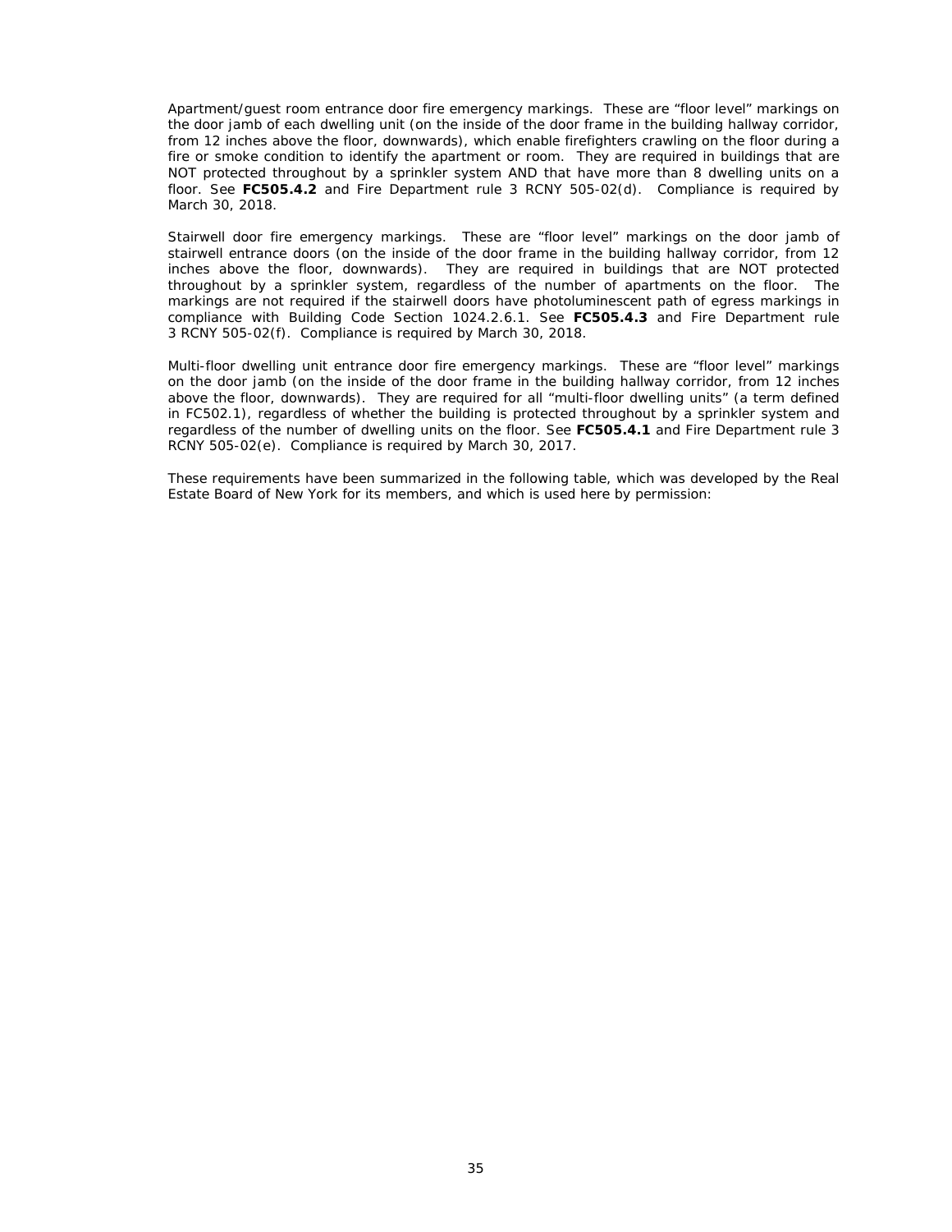Apartment/guest room entrance door fire emergency markings. These are "floor level" markings on the door jamb of each dwelling unit (on the inside of the door frame in the building hallway corridor, from 12 inches above the floor, downwards), which enable firefighters crawling on the floor during a fire or smoke condition to identify the apartment or room. They are required in buildings that are NOT protected throughout by a sprinkler system AND that have more than 8 dwelling units on a floor. See **FC505.4.2** and Fire Department rule 3 RCNY 505-02(d). Compliance is required by March 30, 2018.

Stairwell door fire emergency markings. These are "floor level" markings on the door jamb of stairwell entrance doors (on the inside of the door frame in the building hallway corridor, from 12 inches above the floor, downwards). They are required in buildings that are NOT protected throughout by a sprinkler system, regardless of the number of apartments on the floor. The markings are not required if the stairwell doors have photoluminescent path of egress markings in compliance with Building Code Section 1024.2.6.1. See **FC505.4.3** and Fire Department rule 3 RCNY 505-02(f). Compliance is required by March 30, 2018.

Multi-floor dwelling unit entrance door fire emergency markings. These are "floor level" markings on the door jamb (on the inside of the door frame in the building hallway corridor, from 12 inches above the floor, downwards). They are required for all "multi-floor dwelling units" (a term defined in FC502.1), regardless of whether the building is protected throughout by a sprinkler system and regardless of the number of dwelling units on the floor. See **FC505.4.1** and Fire Department rule 3 RCNY 505-02(e). Compliance is required by March 30, 2017.

These requirements have been summarized in the following table, which was developed by the Real Estate Board of New York for its members, and which is used here by permission: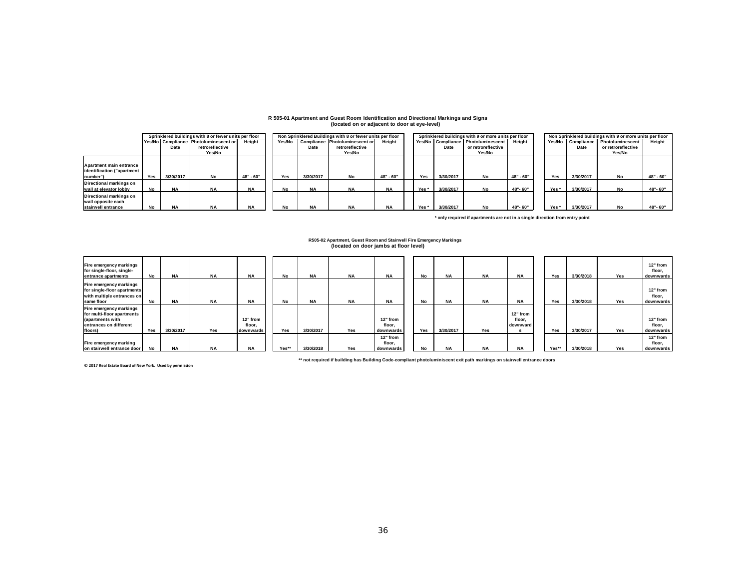**R 505-01 Apartment and Guest Room Identification and Directional Markings and Signs**
**(located on or adjacent to door at eye-level)**

| | Sprinklered buildings with 8 or fewer units per floor | | | | Non Sprinklered Buildings with 8 or fewer units per floor | | | | Sprinklered buildings with 9 or more units per floor | | | | Non Sprinklered buildings with 9 or more units per floor | | | |
|---|---|---|---|---|---|---|---|---|---|---|---|---|---|---|---|---|
| | Yes/No | Compliance Date | Photoluminescent or retroreflective Yes/No | Height | Yes/No | Compliance Date | Photoluminescent or retroreflective Yes/No | Height | Yes/No | Compliance Date | Photoluminescent or retroreflective Yes/No | Height | Yes/No | Compliance Date | Photoluminescent or retroreflective Yes/No | Height |
| Apartment main entrance identification ("apartment number") | Yes | 3/30/2017 | No | 48" - 60" | Yes | 3/30/2017 | No | 48" - 60" | Yes | 3/30/2017 | No | 48" - 60" | Yes | 3/30/2017 | No | 48" - 60" |
| Directional markings on wall at elevator lobby | No | NA | NA | NA | No | NA | NA | NA | Yes * | 3/30/2017 | No | 48"- 60" | Yes * | 3/30/2017 | No | 48"- 60" |
| Directional markings on wall opposite each stairwell entrance | No | NA | NA | NA | No | NA | NA | NA | Yes * | 3/30/2017 | No | 48"- 60" | Yes * | 3/30/2017 | No | 48"- 60" |

\* only required if apartments are not in a single direction from entry point

**R505-02 Apartment, Guest Room and Stairwell Fire Emergency Markings**
**(located on door jambs at floor level)**

| | Sprinklered buildings with 8 or fewer units per floor | | | | Non Sprinklered Buildings with 8 or fewer units per floor | | | | Sprinklered buildings with 9 or more units per floor | | | | Non Sprinklered buildings with 9 or more units per floor | | | |
|---|---|---|---|---|---|---|---|---|---|---|---|---|---|---|---|---|
| | Yes/No | Compliance Date | Photoluminescent or retroreflective Yes/No | Height | Yes/No | Compliance Date | Photoluminescent or retroreflective Yes/No | Height | Yes/No | Compliance Date | Photoluminescent or retroreflective Yes/No | Height | Yes/No | Compliance Date | Photoluminescent or retroreflective Yes/No | Height |
| Fire emergency markings for single-floor, single-entrance apartments | No | NA | NA | NA | No | NA | NA | NA | No | NA | NA | NA | Yes | 3/30/2018 | Yes | 12" from floor, downwards |
| Fire emergency markings for single-floor apartments with multiple entrances on same floor | No | NA | NA | NA | No | NA | NA | NA | No | NA | NA | NA | Yes | 3/30/2018 | Yes | 12" from floor, downwards |
| Fire emergency markings for multi-floor apartments (apartments with entrances on different floors) | Yes | 3/30/2017 | Yes | 12" from floor, downwards | Yes | 3/30/2017 | Yes | 12" from floor, downwards | Yes | 3/30/2017 | Yes | 12" from floor, downwards | Yes | 3/30/2017 | Yes | 12" from floor, downwards |
| Fire emergency marking on stairwell entrance door | No | NA | NA | NA | Yes** | 3/30/2018 | Yes | 12" from floor, downwards | No | NA | NA | NA | Yes** | 3/30/2018 | Yes | 12" from floor, downwards |

\*\* not required if building has Building Code-compliant photoluminiscent exit path markings on stairwell entrance doors

© 2017 Real Estate Board of New York. Used by permission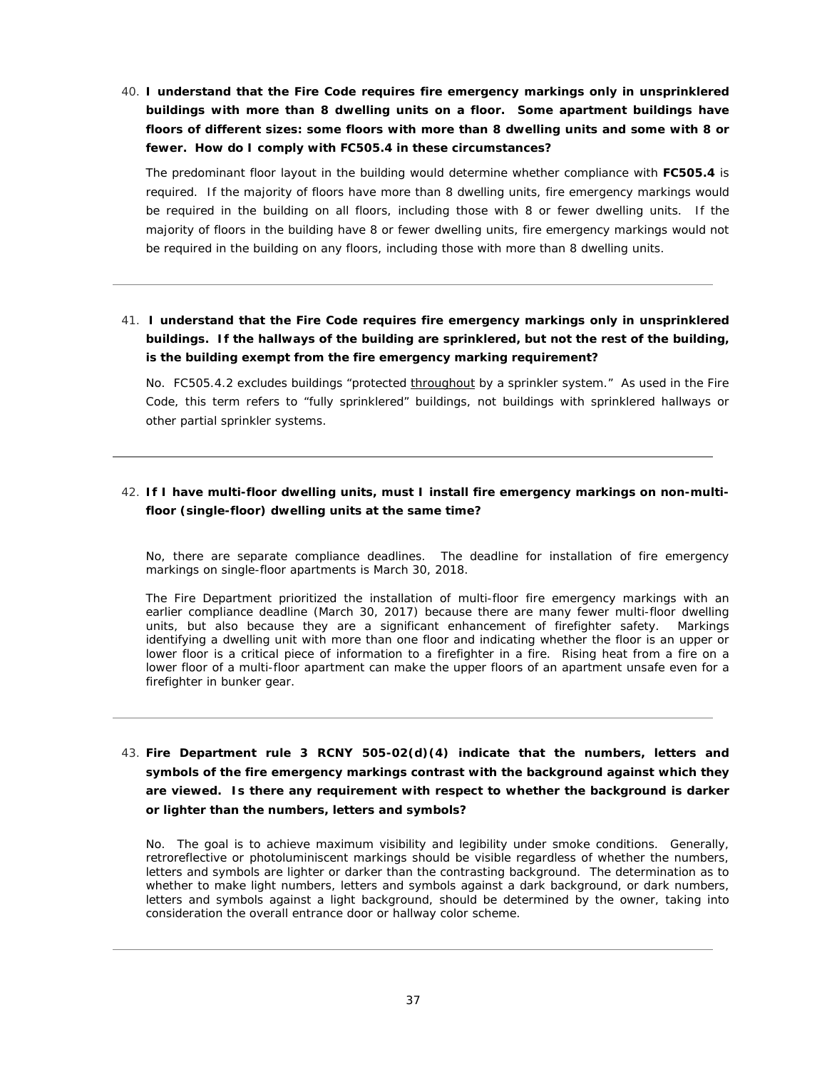40. **I understand that the Fire Code requires fire emergency markings only in unsprinklered buildings with more than 8 dwelling units on a floor. Some apartment buildings have floors of different sizes: some floors with more than 8 dwelling units and some with 8 or fewer. How do I comply with FC505.4 in these circumstances?**

    The predominant floor layout in the building would determine whether compliance with **FC505.4** is required. If the majority of floors have more than 8 dwelling units, fire emergency markings would be required in the building on all floors, including those with 8 or fewer dwelling units. If the majority of floors in the building have 8 or fewer dwelling units, fire emergency markings would not be required in the building on any floors, including those with more than 8 dwelling units.

---

41. **I understand that the Fire Code requires fire emergency markings only in unsprinklered buildings. If the hallways of the building are sprinklered, but not the rest of the building, is the building exempt from the fire emergency marking requirement?**

    No. FC505.4.2 excludes buildings "protected throughout by a sprinkler system." As used in the Fire Code, this term refers to "fully sprinklered" buildings, not buildings with sprinklered hallways or other partial sprinkler systems.

---

42. **If I have multi-floor dwelling units, must I install fire emergency markings on non-multi-floor (single-floor) dwelling units at the same time?**

    No, there are separate compliance deadlines. The deadline for installation of fire emergency markings on single-floor apartments is March 30, 2018.

    The Fire Department prioritized the installation of multi-floor fire emergency markings with an earlier compliance deadline (March 30, 2017) because there are many fewer multi-floor dwelling units, but also because they are a significant enhancement of firefighter safety. Markings identifying a dwelling unit with more than one floor and indicating whether the floor is an upper or lower floor is a critical piece of information to a firefighter in a fire. Rising heat from a fire on a lower floor of a multi-floor apartment can make the upper floors of an apartment unsafe even for a firefighter in bunker gear.

---

43. **Fire Department rule 3 RCNY 505-02(d)(4) indicate that the numbers, letters and symbols of the fire emergency markings contrast with the background against which they are viewed. Is there any requirement with respect to whether the background is darker or lighter than the numbers, letters and symbols?**

    No. The goal is to achieve maximum visibility and legibility under smoke conditions. Generally, retroreflective or photoluminiscent markings should be visible regardless of whether the numbers, letters and symbols are lighter or darker than the contrasting background. The determination as to whether to make light numbers, letters and symbols against a dark background, or dark numbers, letters and symbols against a light background, should be determined by the owner, taking into consideration the overall entrance door or hallway color scheme.

---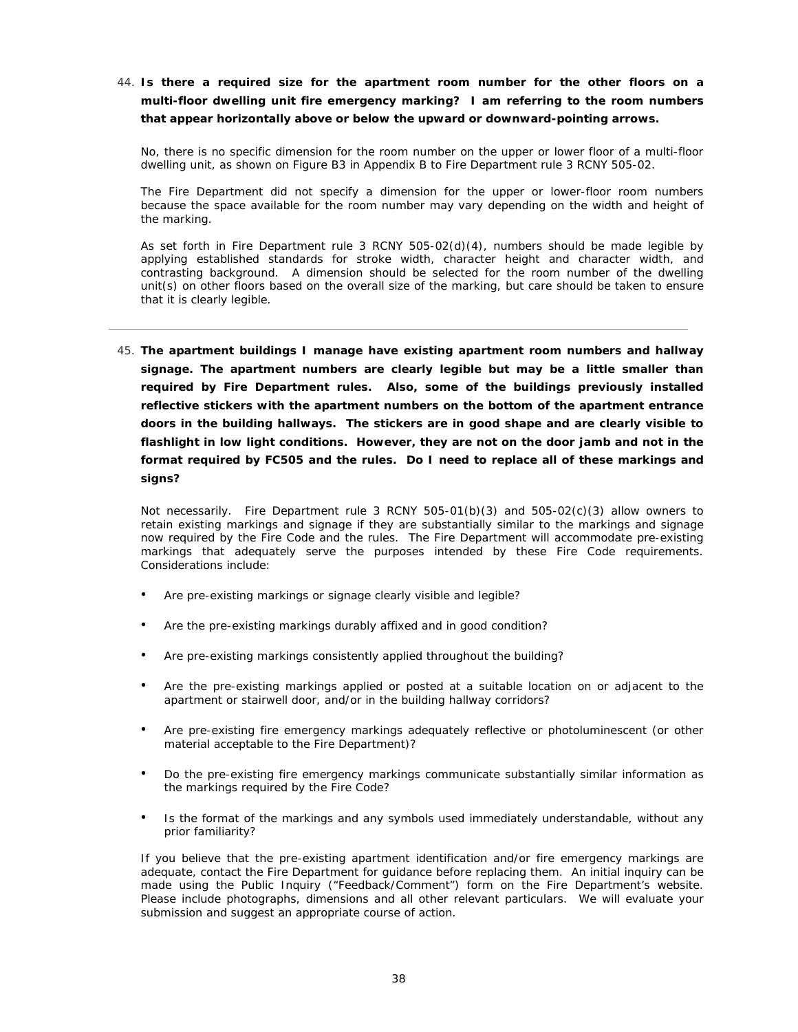44. **Is there a required size for the apartment room number for the other floors on a multi-floor dwelling unit fire emergency marking? I am referring to the room numbers that appear horizontally above or below the upward or downward-pointing arrows.**

    No, there is no specific dimension for the room number on the upper or lower floor of a multi-floor dwelling unit, as shown on Figure B3 in Appendix B to Fire Department rule 3 RCNY 505-02.

    The Fire Department did not specify a dimension for the upper or lower-floor room numbers because the space available for the room number may vary depending on the width and height of the marking.

    As set forth in Fire Department rule 3 RCNY 505-02(d)(4), numbers should be made legible by applying established standards for stroke width, character height and character width, and contrasting background. A dimension should be selected for the room number of the dwelling unit(s) on other floors based on the overall size of the marking, but care should be taken to ensure that it is clearly legible.

---

45. **The apartment buildings I manage have existing apartment room numbers and hallway signage. The apartment numbers are clearly legible but may be a little smaller than required by Fire Department rules. Also, some of the buildings previously installed reflective stickers with the apartment numbers on the bottom of the apartment entrance doors in the building hallways. The stickers are in good shape and are clearly visible to flashlight in low light conditions. However, they are not on the door jamb and not in the format required by FC505 and the rules. Do I need to replace all of these markings and signs?**

    Not necessarily. Fire Department rule 3 RCNY 505-01(b)(3) and 505-02(c)(3) allow owners to retain existing markings and signage if they are substantially similar to the markings and signage now required by the Fire Code and the rules. The Fire Department will accommodate pre-existing markings that adequately serve the purposes intended by these Fire Code requirements. Considerations include:

    - Are pre-existing markings or signage clearly visible and legible?
    - Are the pre-existing markings durably affixed and in good condition?
    - Are pre-existing markings consistently applied throughout the building?
    - Are the pre-existing markings applied or posted at a suitable location on or adjacent to the apartment or stairwell door, and/or in the building hallway corridors?
    - Are pre-existing fire emergency markings adequately reflective or photoluminescent (or other material acceptable to the Fire Department)?
    - Do the pre-existing fire emergency markings communicate substantially similar information as the markings required by the Fire Code?
    - Is the format of the markings and any symbols used immediately understandable, without any prior familiarity?

    If you believe that the pre-existing apartment identification and/or fire emergency markings are adequate, contact the Fire Department for guidance before replacing them. An initial inquiry can be made using the Public Inquiry ("Feedback/Comment") form on the Fire Department's website. Please include photographs, dimensions and all other relevant particulars. We will evaluate your submission and suggest an appropriate course of action.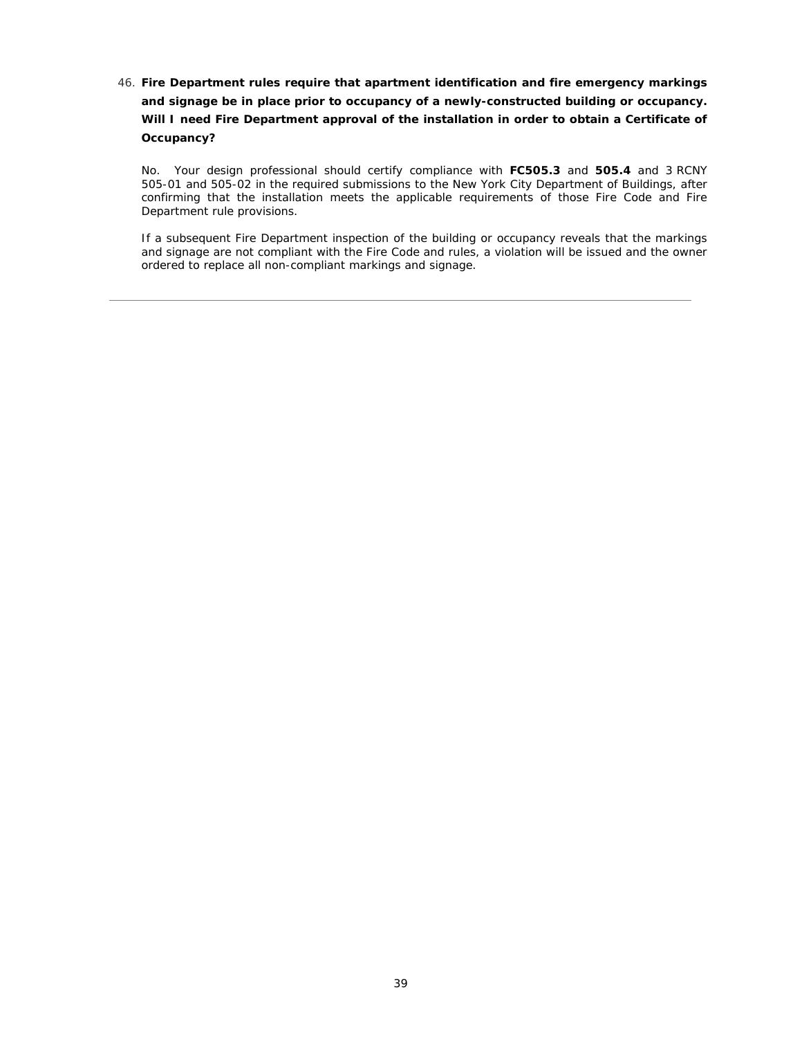46. **Fire Department rules require that apartment identification and fire emergency markings and signage be in place prior to occupancy of a newly-constructed building or occupancy. Will I need Fire Department approval of the installation in order to obtain a Certificate of Occupancy?**

    No. Your design professional should certify compliance with **FC505.3** and **505.4** and 3 RCNY 505-01 and 505-02 in the required submissions to the New York City Department of Buildings, after confirming that the installation meets the applicable requirements of those Fire Code and Fire Department rule provisions.

    If a subsequent Fire Department inspection of the building or occupancy reveals that the markings and signage are not compliant with the Fire Code and rules, a violation will be issued and the owner ordered to replace all non-compliant markings and signage.

---